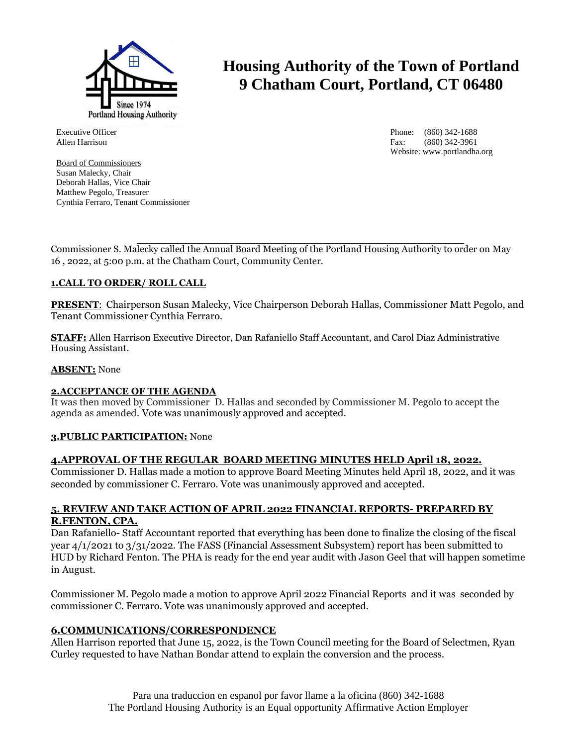# Housing Authority of the Town of Portland
# 9 Chatham Court, Portland, CT 06480

Executive Officer
Allen Harrison

Phone: (860) 342-1688
Fax: (860) 342-3961
Website: www.portlandha.org

Board of Commissioners
Susan Malecky, Chair
Deborah Hallas, Vice Chair
Matthew Pegolo, Treasurer
Cynthia Ferraro, Tenant Commissioner

Commissioner S. Malecky called the Annual Board Meeting of the Portland Housing Authority to order on May 16 , 2022, at 5:00 p.m. at the Chatham Court, Community Center.

**1.CALL TO ORDER/ ROLL CALL**

**PRESENT**: Chairperson Susan Malecky, Vice Chairperson Deborah Hallas, Commissioner Matt Pegolo, and Tenant Commissioner Cynthia Ferraro.

**STAFF:** Allen Harrison Executive Director, Dan Rafaniello Staff Accountant, and Carol Diaz Administrative Housing Assistant.

**ABSENT:** None

**2.ACCEPTANCE OF THE AGENDA**

It was then moved by Commissioner D. Hallas and seconded by Commissioner M. Pegolo to accept the agenda as amended. Vote was unanimously approved and accepted.

**3.PUBLIC PARTICIPATION:** None

**4.APPROVAL OF THE REGULAR BOARD MEETING MINUTES HELD April 18, 2022.**

Commissioner D. Hallas made a motion to approve Board Meeting Minutes held April 18, 2022, and it was seconded by commissioner C. Ferraro. Vote was unanimously approved and accepted.

**5. REVIEW AND TAKE ACTION OF APRIL 2022 FINANCIAL REPORTS- PREPARED BY R.FENTON, CPA.**

Dan Rafaniello- Staff Accountant reported that everything has been done to finalize the closing of the fiscal year 4/1/2021 to 3/31/2022. The FASS (Financial Assessment Subsystem) report has been submitted to HUD by Richard Fenton. The PHA is ready for the end year audit with Jason Geel that will happen sometime in August.

Commissioner M. Pegolo made a motion to approve April 2022 Financial Reports and it was seconded by commissioner C. Ferraro. Vote was unanimously approved and accepted.

**6.COMMUNICATIONS/CORRESPONDENCE**

Allen Harrison reported that June 15, 2022, is the Town Council meeting for the Board of Selectmen, Ryan Curley requested to have Nathan Bondar attend to explain the conversion and the process.

Para una traduccion en espanol por favor llame a la oficina (860) 342-1688
The Portland Housing Authority is an Equal opportunity Affirmative Action Employer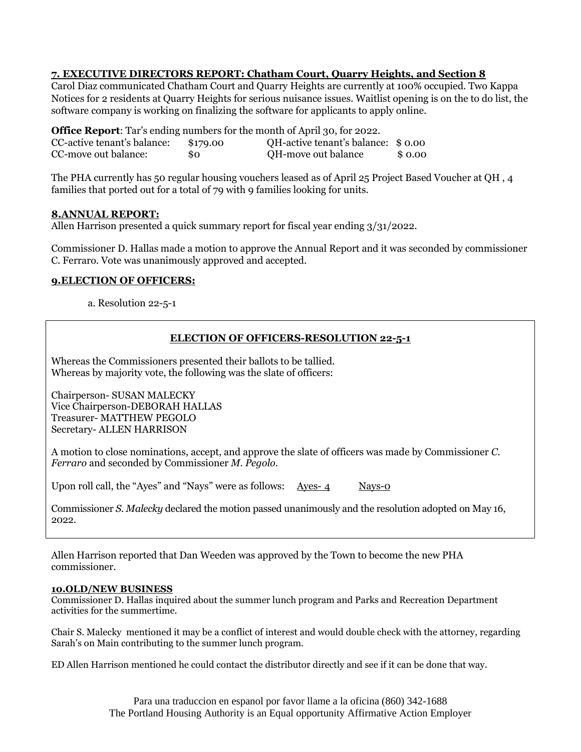## 7. EXECUTIVE DIRECTORS REPORT: Chatham Court, Quarry Heights, and Section 8

Carol Diaz communicated Chatham Court and Quarry Heights are currently at 100% occupied. Two Kappa Notices for 2 residents at Quarry Heights for serious nuisance issues. Waitlist opening is on the to do list, the software company is working on finalizing the software for applicants to apply online.

**Office Report**: Tar's ending numbers for the month of April 30, for 2022.

| | | | |
|---|---|---|---|
| CC-active tenant's balance: | $179.00 | QH-active tenant's balance: | $ 0.00 |
| CC-move out balance: | $0 | QH-move out balance | $ 0.00 |

The PHA currently has 50 regular housing vouchers leased as of April 25 Project Based Voucher at QH , 4 families that ported out for a total of 79 with 9 families looking for units.

## 8.ANNUAL REPORT:

Allen Harrison presented a quick summary report for fiscal year ending 3/31/2022.

Commissioner D. Hallas made a motion to approve the Annual Report and it was seconded by commissioner C. Ferraro. Vote was unanimously approved and accepted.

## 9.ELECTION OF OFFICERS:

a. Resolution 22-5-1

**ELECTION OF OFFICERS-RESOLUTION 22-5-1**

Whereas the Commissioners presented their ballots to be tallied.
Whereas by majority vote, the following was the slate of officers:

Chairperson- SUSAN MALECKY
Vice Chairperson-DEBORAH HALLAS
Treasurer- MATTHEW PEGOLO
Secretary- ALLEN HARRISON

A motion to close nominations, accept, and approve the slate of officers was made by Commissioner *C. Ferraro* and seconded by Commissioner *M. Pegolo*.

Upon roll call, the "Ayes" and "Nays" were as follows: Ayes- 4 Nays-0

Commissioner *S. Malecky* declared the motion passed unanimously and the resolution adopted on May 16, 2022.

Allen Harrison reported that Dan Weeden was approved by the Town to become the new PHA commissioner.

## 10.OLD/NEW BUSINESS

Commissioner D. Hallas inquired about the summer lunch program and Parks and Recreation Department activities for the summertime.

Chair S. Malecky mentioned it may be a conflict of interest and would double check with the attorney, regarding Sarah's on Main contributing to the summer lunch program.

ED Allen Harrison mentioned he could contact the distributor directly and see if it can be done that way.

Para una traduccion en espanol por favor llame a la oficina (860) 342-1688
The Portland Housing Authority is an Equal opportunity Affirmative Action Employer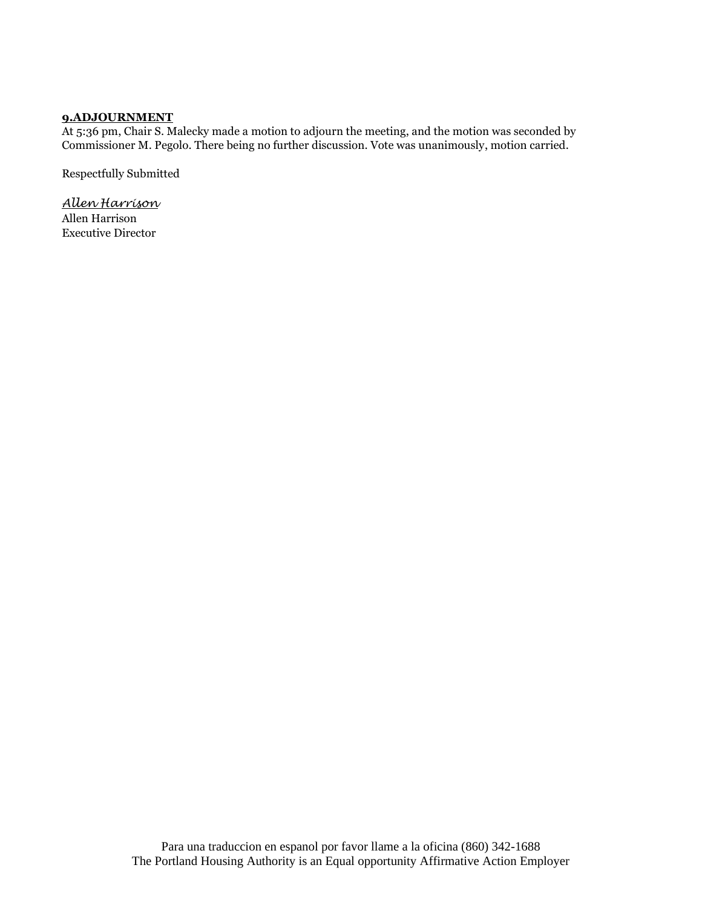**9.ADJOURNMENT**

At 5:36 pm, Chair S. Malecky made a motion to adjourn the meeting, and the motion was seconded by Commissioner M. Pegolo. There being no further discussion. Vote was unanimously, motion carried.

Respectfully Submitted

*Allen Harrison*

Allen Harrison
Executive Director

Para una traduccion en espanol por favor llame a la oficina (860) 342-1688
The Portland Housing Authority is an Equal opportunity Affirmative Action Employer